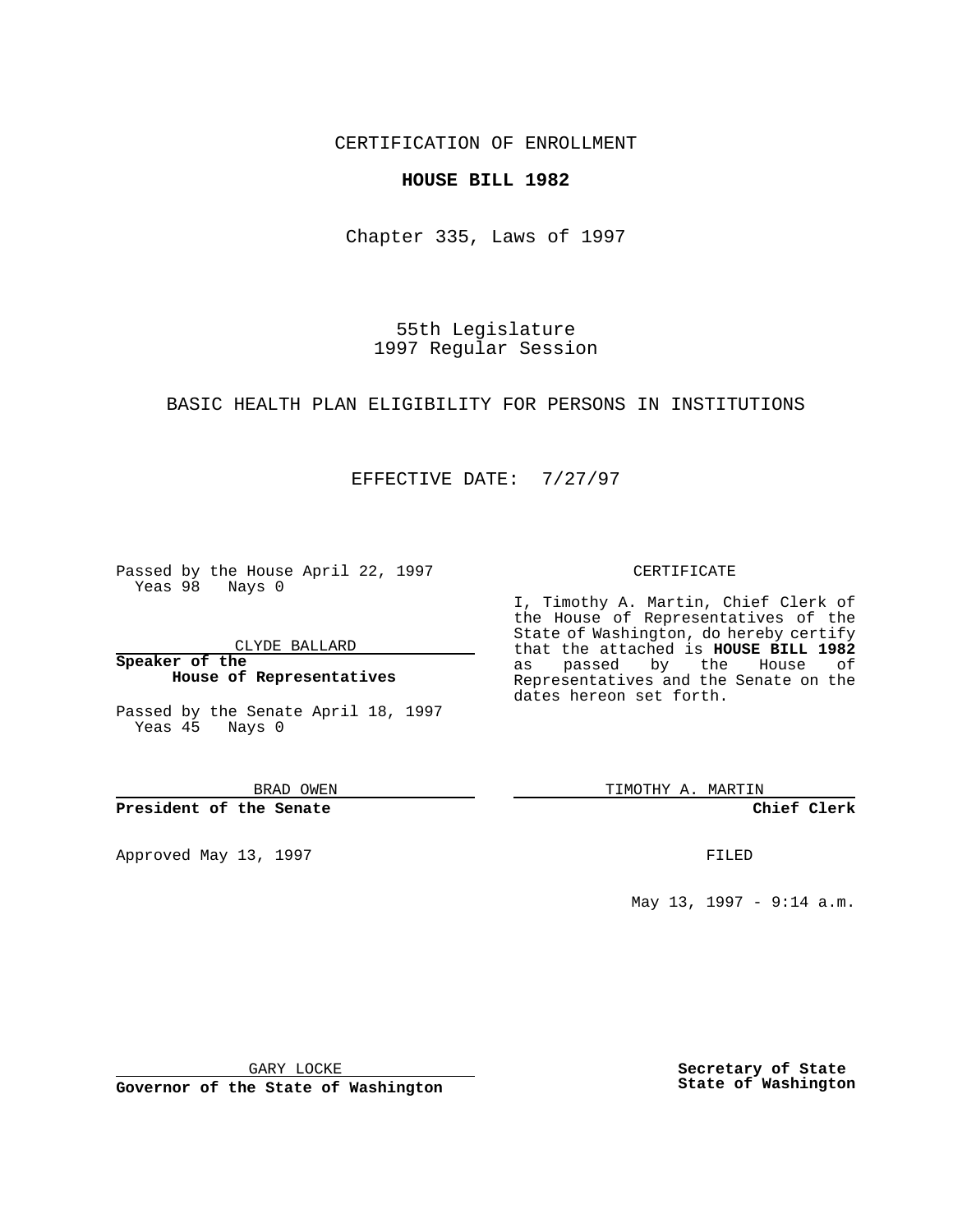CERTIFICATION OF ENROLLMENT

**HOUSE BILL 1982**

Chapter 335, Laws of 1997

55th Legislature
1997 Regular Session

BASIC HEALTH PLAN ELIGIBILITY FOR PERSONS IN INSTITUTIONS

EFFECTIVE DATE: 7/27/97

Passed by the House April 22, 1997
Yeas 98 Nays 0

CLYDE BALLARD

**Speaker of the House of Representatives**

Passed by the Senate April 18, 1997
Yeas 45 Nays 0

BRAD OWEN

**President of the Senate**

Approved May 13, 1997

GARY LOCKE

**Governor of the State of Washington**

CERTIFICATE

I, Timothy A. Martin, Chief Clerk of the House of Representatives of the State of Washington, do hereby certify that the attached is **HOUSE BILL 1982** as passed by the House of Representatives and the Senate on the dates hereon set forth.

TIMOTHY A. MARTIN

**Chief Clerk**

FILED

May 13, 1997 - 9:14 a.m.

**Secretary of State State of Washington**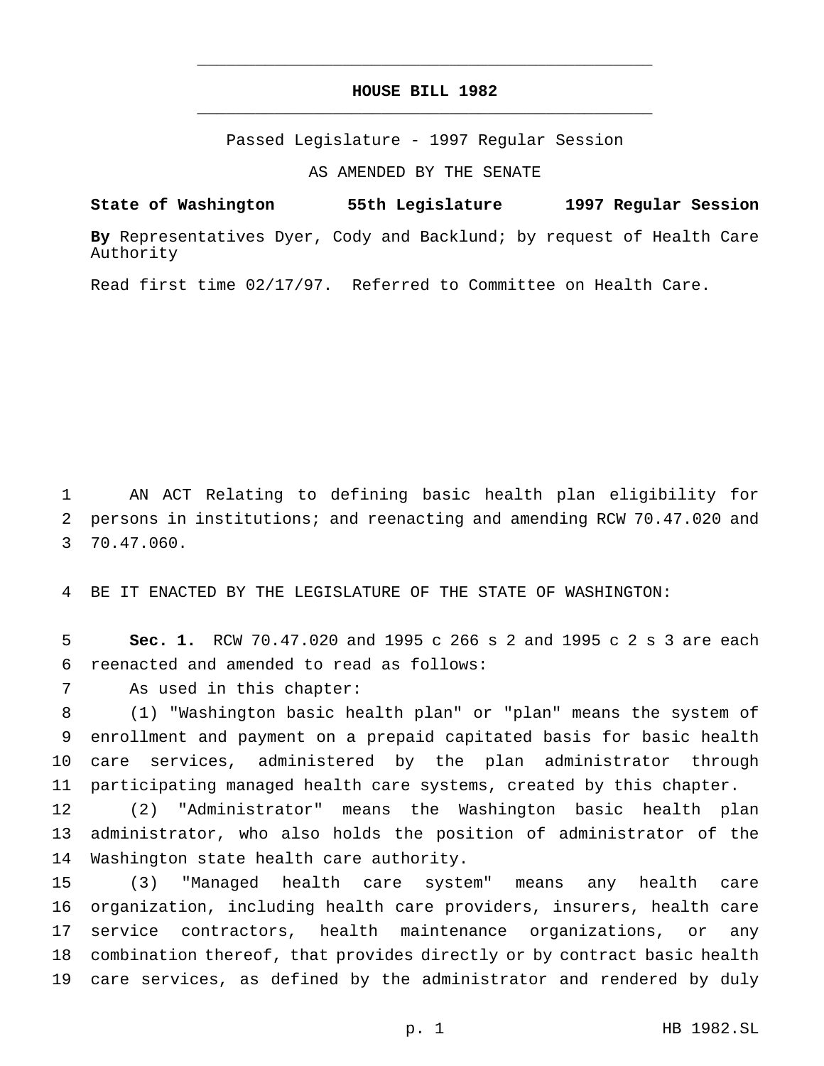# HOUSE BILL 1982

Passed Legislature - 1997 Regular Session

AS AMENDED BY THE SENATE

**State of Washington 55th Legislature 1997 Regular Session**

**By** Representatives Dyer, Cody and Backlund; by request of Health Care Authority

Read first time 02/17/97. Referred to Committee on Health Care.

AN ACT Relating to defining basic health plan eligibility for persons in institutions; and reenacting and amending RCW 70.47.020 and 70.47.060.

BE IT ENACTED BY THE LEGISLATURE OF THE STATE OF WASHINGTON:

**Sec. 1.** RCW 70.47.020 and 1995 c 266 s 2 and 1995 c 2 s 3 are each reenacted and amended to read as follows:

As used in this chapter:

(1) "Washington basic health plan" or "plan" means the system of enrollment and payment on a prepaid capitated basis for basic health care services, administered by the plan administrator through participating managed health care systems, created by this chapter.

(2) "Administrator" means the Washington basic health plan administrator, who also holds the position of administrator of the Washington state health care authority.

(3) "Managed health care system" means any health care organization, including health care providers, insurers, health care service contractors, health maintenance organizations, or any combination thereof, that provides directly or by contract basic health care services, as defined by the administrator and rendered by duly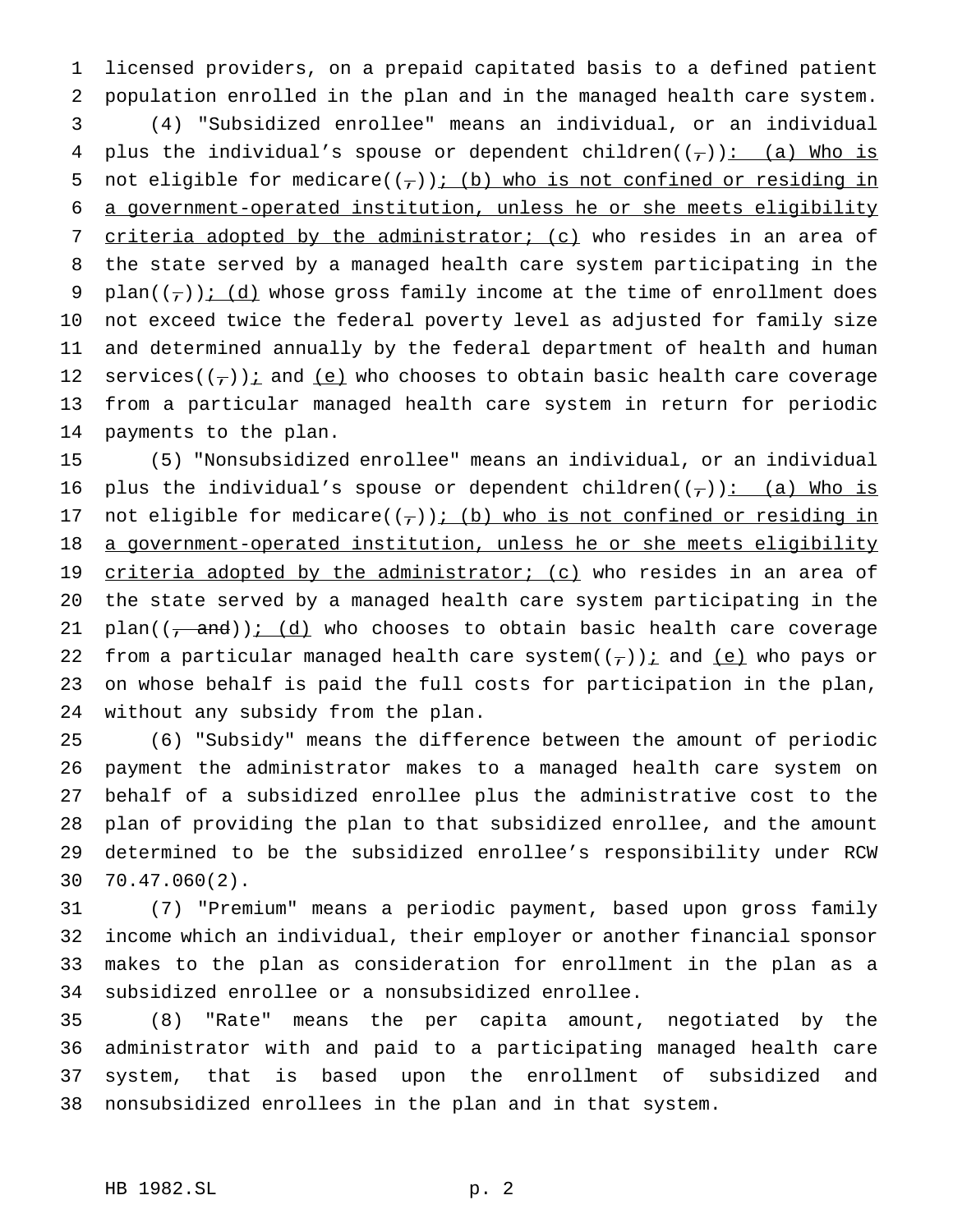licensed providers, on a prepaid capitated basis to a defined patient population enrolled in the plan and in the managed health care system.

(4) "Subsidized enrollee" means an individual, or an individual plus the individual's spouse or dependent children((,)): (a) Who is not eligible for medicare((,)); (b) who is not confined or residing in a government-operated institution, unless he or she meets eligibility criteria adopted by the administrator; (c) who resides in an area of the state served by a managed health care system participating in the plan((,)); (d) whose gross family income at the time of enrollment does not exceed twice the federal poverty level as adjusted for family size and determined annually by the federal department of health and human services((,)); and (e) who chooses to obtain basic health care coverage from a particular managed health care system in return for periodic payments to the plan.

(5) "Nonsubsidized enrollee" means an individual, or an individual plus the individual's spouse or dependent children((,)): (a) Who is not eligible for medicare((,)); (b) who is not confined or residing in a government-operated institution, unless he or she meets eligibility criteria adopted by the administrator; (c) who resides in an area of the state served by a managed health care system participating in the plan((, and)); (d) who chooses to obtain basic health care coverage from a particular managed health care system((,)); and (e) who pays or on whose behalf is paid the full costs for participation in the plan, without any subsidy from the plan.

(6) "Subsidy" means the difference between the amount of periodic payment the administrator makes to a managed health care system on behalf of a subsidized enrollee plus the administrative cost to the plan of providing the plan to that subsidized enrollee, and the amount determined to be the subsidized enrollee's responsibility under RCW 70.47.060(2).

(7) "Premium" means a periodic payment, based upon gross family income which an individual, their employer or another financial sponsor makes to the plan as consideration for enrollment in the plan as a subsidized enrollee or a nonsubsidized enrollee.

(8) "Rate" means the per capita amount, negotiated by the administrator with and paid to a participating managed health care system, that is based upon the enrollment of subsidized and nonsubsidized enrollees in the plan and in that system.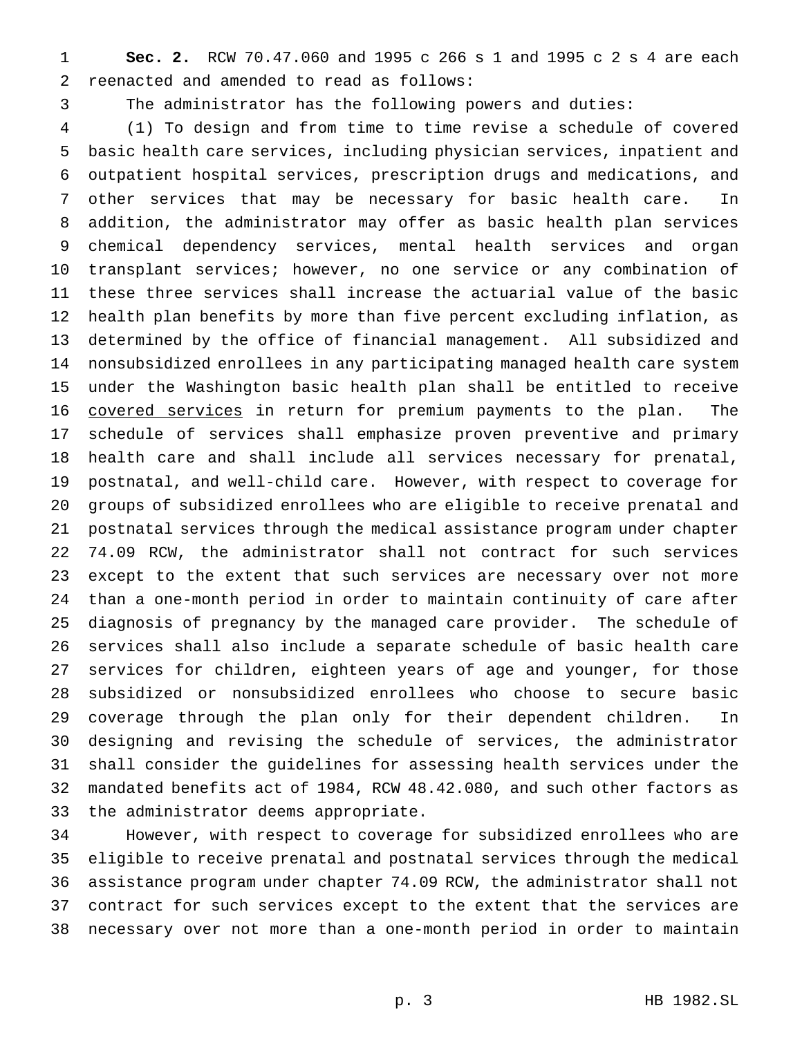**Sec. 2.** RCW 70.47.060 and 1995 c 266 s 1 and 1995 c 2 s 4 are each reenacted and amended to read as follows:

The administrator has the following powers and duties:

(1) To design and from time to time revise a schedule of covered basic health care services, including physician services, inpatient and outpatient hospital services, prescription drugs and medications, and other services that may be necessary for basic health care. In addition, the administrator may offer as basic health plan services chemical dependency services, mental health services and organ transplant services; however, no one service or any combination of these three services shall increase the actuarial value of the basic health plan benefits by more than five percent excluding inflation, as determined by the office of financial management. All subsidized and nonsubsidized enrollees in any participating managed health care system under the Washington basic health plan shall be entitled to receive <u>covered services</u> in return for premium payments to the plan. The schedule of services shall emphasize proven preventive and primary health care and shall include all services necessary for prenatal, postnatal, and well-child care. However, with respect to coverage for groups of subsidized enrollees who are eligible to receive prenatal and postnatal services through the medical assistance program under chapter 74.09 RCW, the administrator shall not contract for such services except to the extent that such services are necessary over not more than a one-month period in order to maintain continuity of care after diagnosis of pregnancy by the managed care provider. The schedule of services shall also include a separate schedule of basic health care services for children, eighteen years of age and younger, for those subsidized or nonsubsidized enrollees who choose to secure basic coverage through the plan only for their dependent children. In designing and revising the schedule of services, the administrator shall consider the guidelines for assessing health services under the mandated benefits act of 1984, RCW 48.42.080, and such other factors as the administrator deems appropriate.

However, with respect to coverage for subsidized enrollees who are eligible to receive prenatal and postnatal services through the medical assistance program under chapter 74.09 RCW, the administrator shall not contract for such services except to the extent that the services are necessary over not more than a one-month period in order to maintain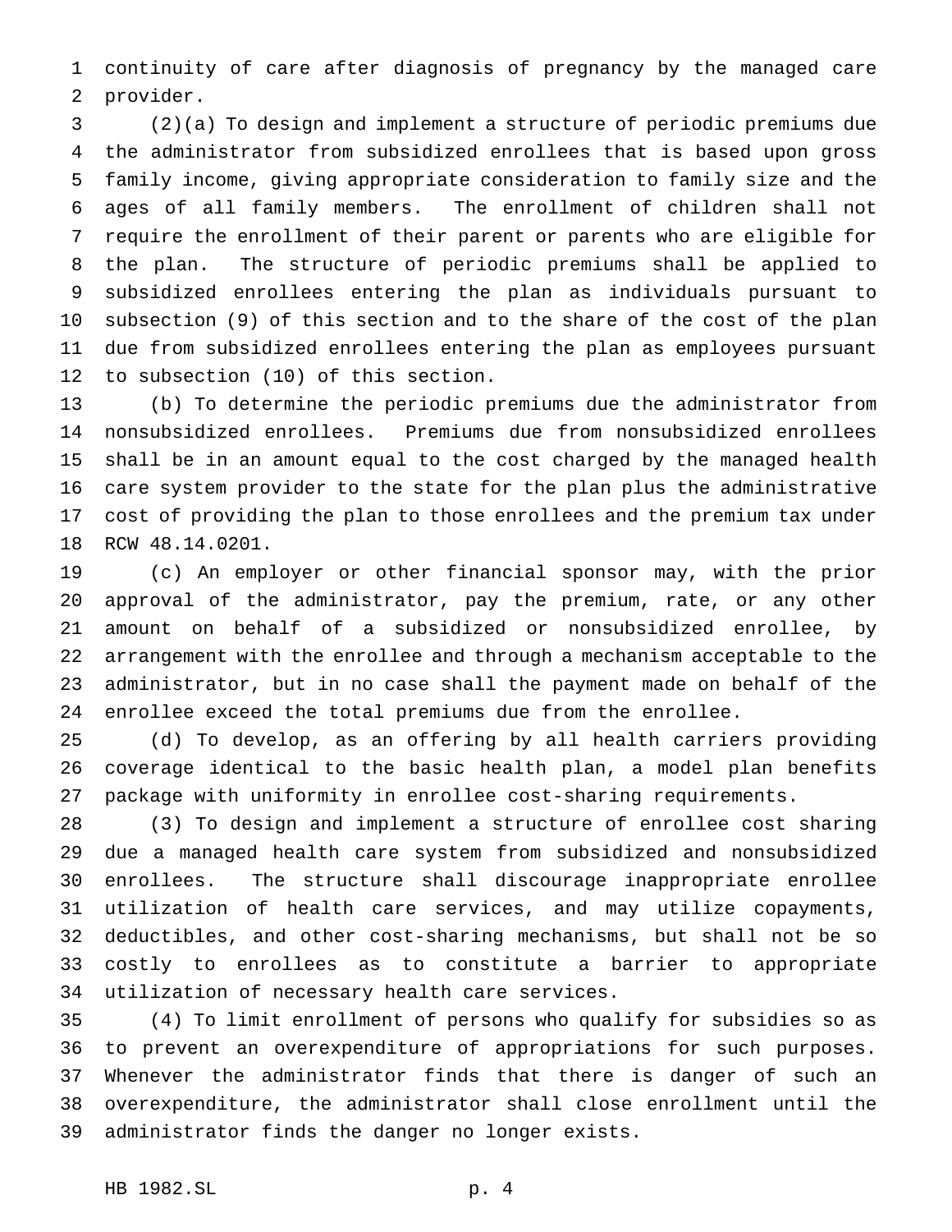continuity of care after diagnosis of pregnancy by the managed care provider.

(2)(a) To design and implement a structure of periodic premiums due the administrator from subsidized enrollees that is based upon gross family income, giving appropriate consideration to family size and the ages of all family members. The enrollment of children shall not require the enrollment of their parent or parents who are eligible for the plan. The structure of periodic premiums shall be applied to subsidized enrollees entering the plan as individuals pursuant to subsection (9) of this section and to the share of the cost of the plan due from subsidized enrollees entering the plan as employees pursuant to subsection (10) of this section.

(b) To determine the periodic premiums due the administrator from nonsubsidized enrollees. Premiums due from nonsubsidized enrollees shall be in an amount equal to the cost charged by the managed health care system provider to the state for the plan plus the administrative cost of providing the plan to those enrollees and the premium tax under RCW 48.14.0201.

(c) An employer or other financial sponsor may, with the prior approval of the administrator, pay the premium, rate, or any other amount on behalf of a subsidized or nonsubsidized enrollee, by arrangement with the enrollee and through a mechanism acceptable to the administrator, but in no case shall the payment made on behalf of the enrollee exceed the total premiums due from the enrollee.

(d) To develop, as an offering by all health carriers providing coverage identical to the basic health plan, a model plan benefits package with uniformity in enrollee cost-sharing requirements.

(3) To design and implement a structure of enrollee cost sharing due a managed health care system from subsidized and nonsubsidized enrollees. The structure shall discourage inappropriate enrollee utilization of health care services, and may utilize copayments, deductibles, and other cost-sharing mechanisms, but shall not be so costly to enrollees as to constitute a barrier to appropriate utilization of necessary health care services.

(4) To limit enrollment of persons who qualify for subsidies so as to prevent an overexpenditure of appropriations for such purposes. Whenever the administrator finds that there is danger of such an overexpenditure, the administrator shall close enrollment until the administrator finds the danger no longer exists.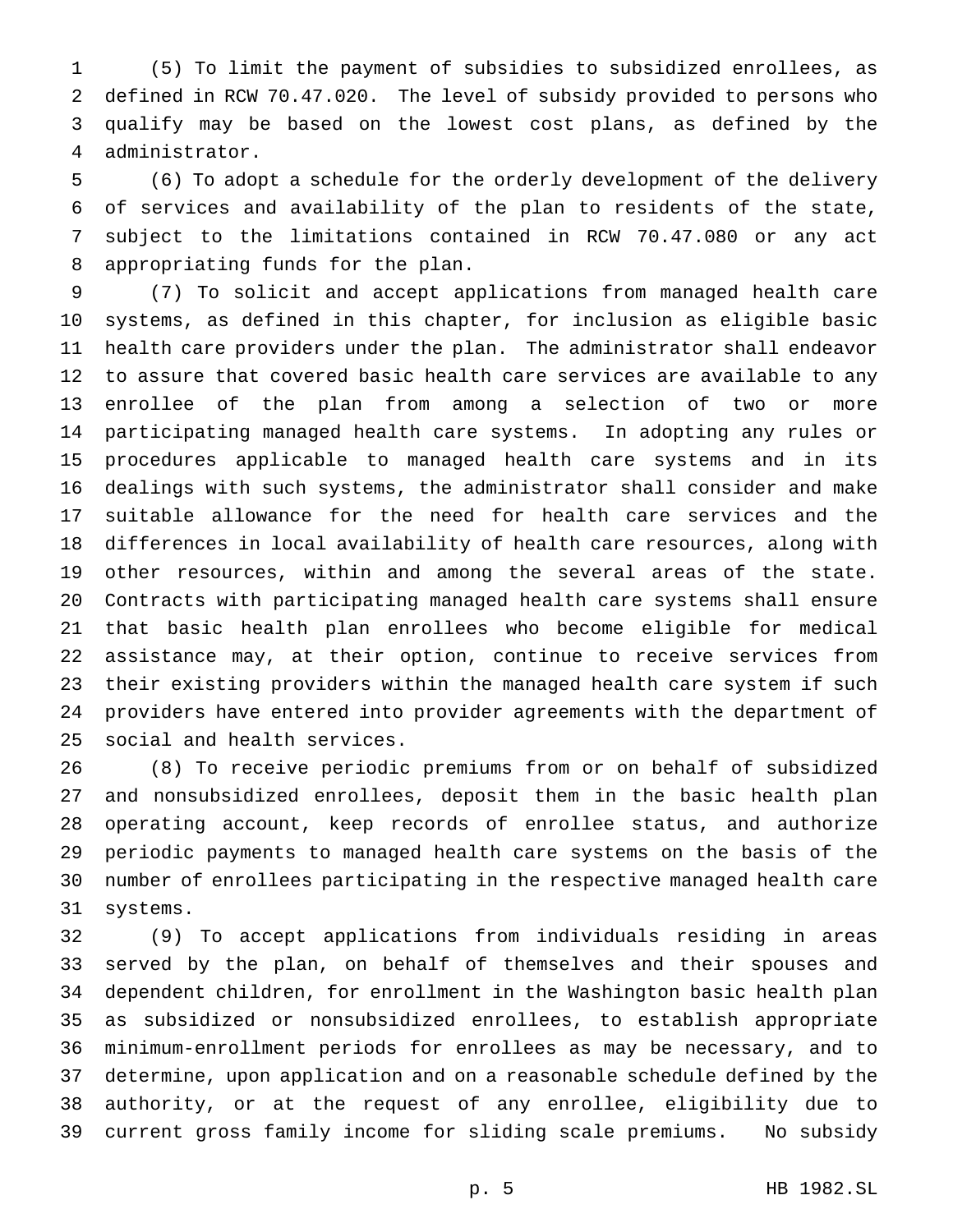(5) To limit the payment of subsidies to subsidized enrollees, as defined in RCW 70.47.020. The level of subsidy provided to persons who qualify may be based on the lowest cost plans, as defined by the administrator.

(6) To adopt a schedule for the orderly development of the delivery of services and availability of the plan to residents of the state, subject to the limitations contained in RCW 70.47.080 or any act appropriating funds for the plan.

(7) To solicit and accept applications from managed health care systems, as defined in this chapter, for inclusion as eligible basic health care providers under the plan. The administrator shall endeavor to assure that covered basic health care services are available to any enrollee of the plan from among a selection of two or more participating managed health care systems. In adopting any rules or procedures applicable to managed health care systems and in its dealings with such systems, the administrator shall consider and make suitable allowance for the need for health care services and the differences in local availability of health care resources, along with other resources, within and among the several areas of the state. Contracts with participating managed health care systems shall ensure that basic health plan enrollees who become eligible for medical assistance may, at their option, continue to receive services from their existing providers within the managed health care system if such providers have entered into provider agreements with the department of social and health services.

(8) To receive periodic premiums from or on behalf of subsidized and nonsubsidized enrollees, deposit them in the basic health plan operating account, keep records of enrollee status, and authorize periodic payments to managed health care systems on the basis of the number of enrollees participating in the respective managed health care systems.

(9) To accept applications from individuals residing in areas served by the plan, on behalf of themselves and their spouses and dependent children, for enrollment in the Washington basic health plan as subsidized or nonsubsidized enrollees, to establish appropriate minimum-enrollment periods for enrollees as may be necessary, and to determine, upon application and on a reasonable schedule defined by the authority, or at the request of any enrollee, eligibility due to current gross family income for sliding scale premiums. No subsidy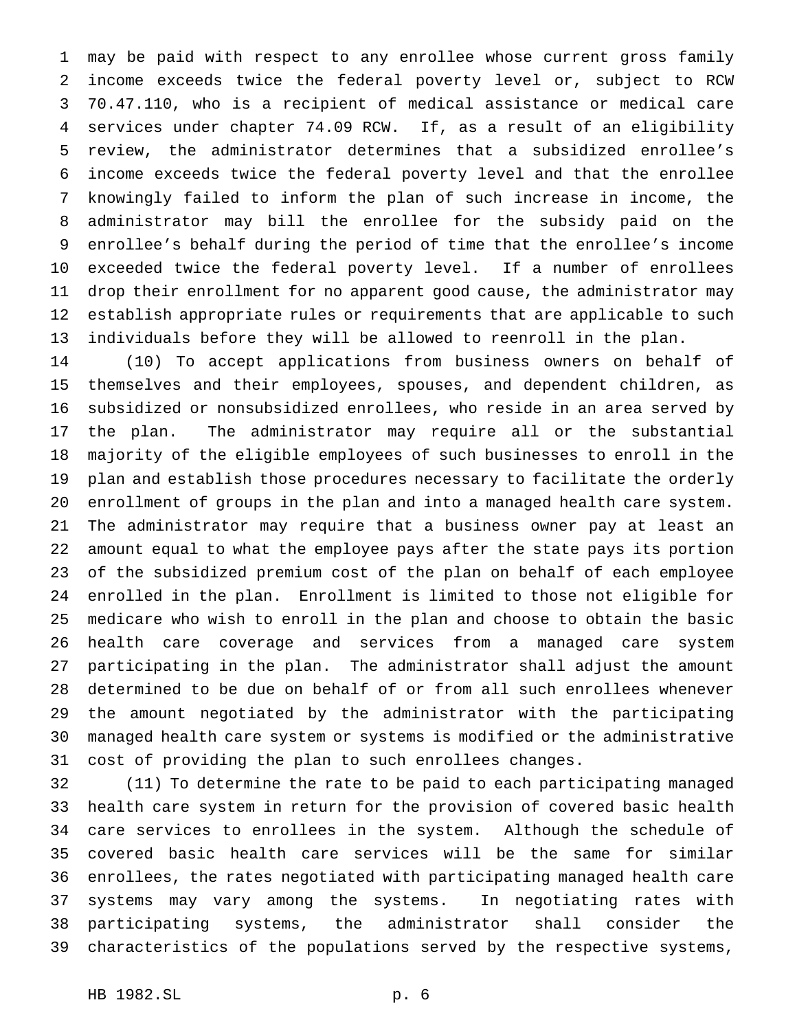may be paid with respect to any enrollee whose current gross family income exceeds twice the federal poverty level or, subject to RCW 70.47.110, who is a recipient of medical assistance or medical care services under chapter 74.09 RCW. If, as a result of an eligibility review, the administrator determines that a subsidized enrollee's income exceeds twice the federal poverty level and that the enrollee knowingly failed to inform the plan of such increase in income, the administrator may bill the enrollee for the subsidy paid on the enrollee's behalf during the period of time that the enrollee's income exceeded twice the federal poverty level. If a number of enrollees drop their enrollment for no apparent good cause, the administrator may establish appropriate rules or requirements that are applicable to such individuals before they will be allowed to reenroll in the plan.

(10) To accept applications from business owners on behalf of themselves and their employees, spouses, and dependent children, as subsidized or nonsubsidized enrollees, who reside in an area served by the plan. The administrator may require all or the substantial majority of the eligible employees of such businesses to enroll in the plan and establish those procedures necessary to facilitate the orderly enrollment of groups in the plan and into a managed health care system. The administrator may require that a business owner pay at least an amount equal to what the employee pays after the state pays its portion of the subsidized premium cost of the plan on behalf of each employee enrolled in the plan. Enrollment is limited to those not eligible for medicare who wish to enroll in the plan and choose to obtain the basic health care coverage and services from a managed care system participating in the plan. The administrator shall adjust the amount determined to be due on behalf of or from all such enrollees whenever the amount negotiated by the administrator with the participating managed health care system or systems is modified or the administrative cost of providing the plan to such enrollees changes.

(11) To determine the rate to be paid to each participating managed health care system in return for the provision of covered basic health care services to enrollees in the system. Although the schedule of covered basic health care services will be the same for similar enrollees, the rates negotiated with participating managed health care systems may vary among the systems. In negotiating rates with participating systems, the administrator shall consider the characteristics of the populations served by the respective systems,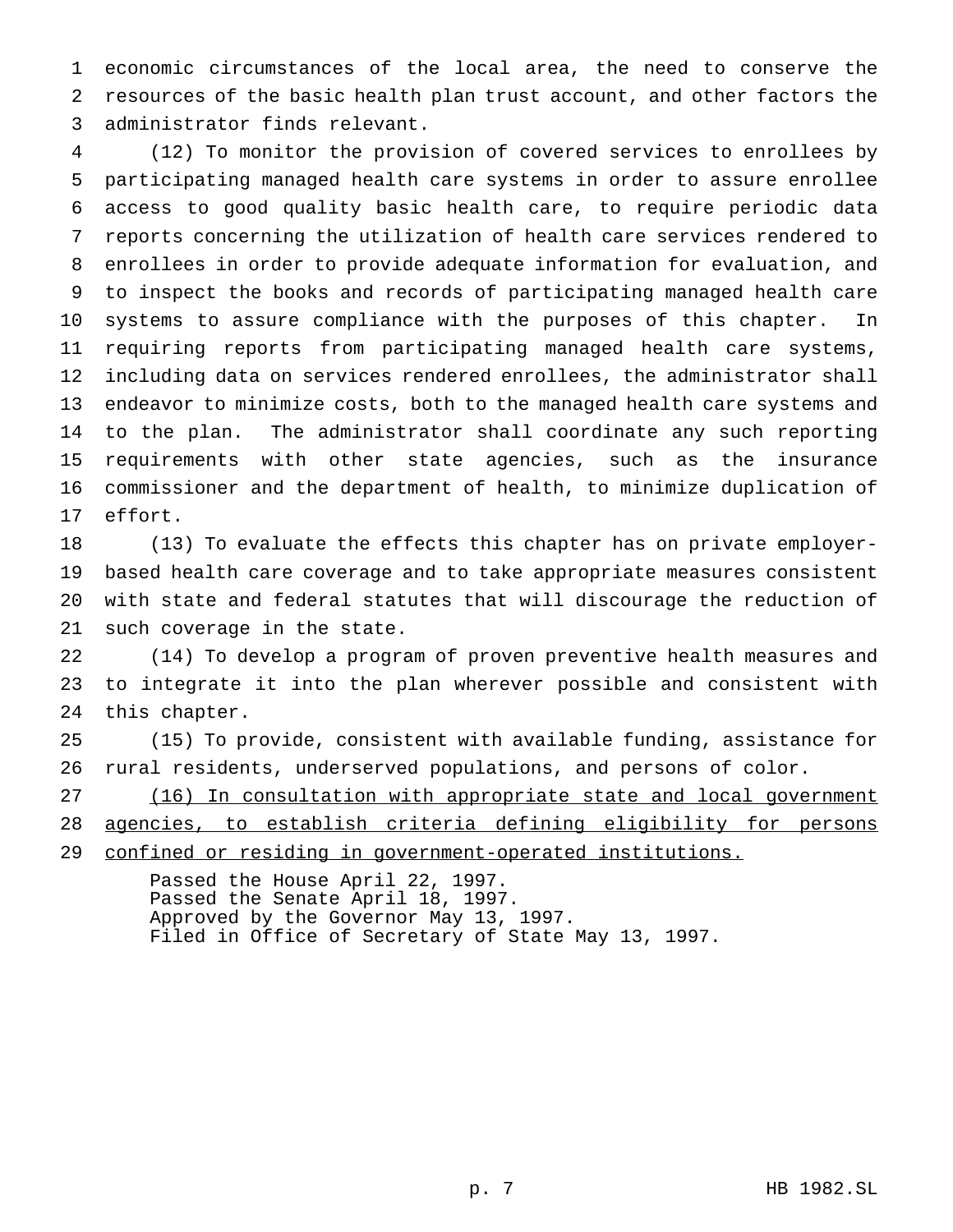economic circumstances of the local area, the need to conserve the resources of the basic health plan trust account, and other factors the administrator finds relevant.

(12) To monitor the provision of covered services to enrollees by participating managed health care systems in order to assure enrollee access to good quality basic health care, to require periodic data reports concerning the utilization of health care services rendered to enrollees in order to provide adequate information for evaluation, and to inspect the books and records of participating managed health care systems to assure compliance with the purposes of this chapter. In requiring reports from participating managed health care systems, including data on services rendered enrollees, the administrator shall endeavor to minimize costs, both to the managed health care systems and to the plan. The administrator shall coordinate any such reporting requirements with other state agencies, such as the insurance commissioner and the department of health, to minimize duplication of effort.

(13) To evaluate the effects this chapter has on private employer-based health care coverage and to take appropriate measures consistent with state and federal statutes that will discourage the reduction of such coverage in the state.

(14) To develop a program of proven preventive health measures and to integrate it into the plan wherever possible and consistent with this chapter.

(15) To provide, consistent with available funding, assistance for rural residents, underserved populations, and persons of color.

<u>(16) In consultation with appropriate state and local government agencies, to establish criteria defining eligibility for persons confined or residing in government-operated institutions.</u>

Passed the House April 22, 1997.
Passed the Senate April 18, 1997.
Approved by the Governor May 13, 1997.
Filed in Office of Secretary of State May 13, 1997.